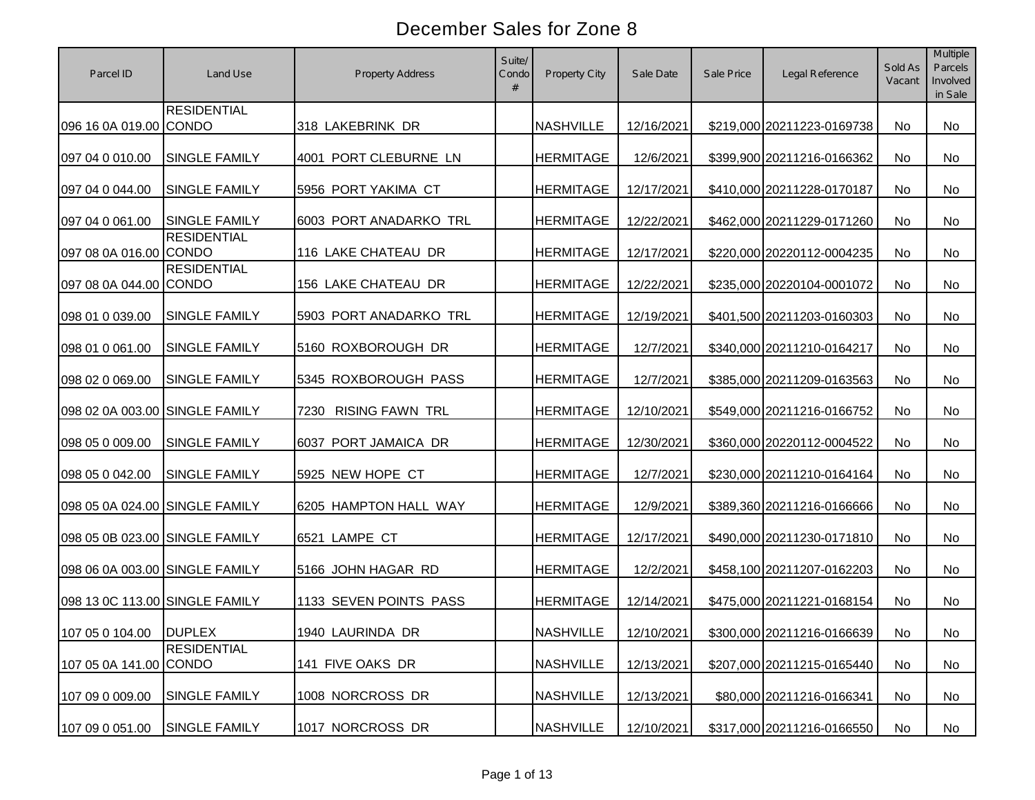# December Sales for Zone 8

| Parcel ID | Land Use | Property Address | Suite/ Condo # | Property City | Sale Date | Sale Price | Legal Reference | Sold As Vacant | Multiple Parcels Involved in Sale |
|---|---|---|---|---|---|---|---|---|---|
| 096 16 0A 019.00 | RESIDENTIAL CONDO | 318 LAKEBRINK DR | | NASHVILLE | 12/16/2021 | $219,000 | 20211223-0169738 | No | No |
| 097 04 0 010.00 | SINGLE FAMILY | 4001 PORT CLEBURNE LN | | HERMITAGE | 12/6/2021 | $399,900 | 20211216-0166362 | No | No |
| 097 04 0 044.00 | SINGLE FAMILY | 5956 PORT YAKIMA CT | | HERMITAGE | 12/17/2021 | $410,000 | 20211228-0170187 | No | No |
| 097 04 0 061.00 | SINGLE FAMILY | 6003 PORT ANADARKO TRL | | HERMITAGE | 12/22/2021 | $462,000 | 20211229-0171260 | No | No |
| 097 08 0A 016.00 | RESIDENTIAL CONDO | 116 LAKE CHATEAU DR | | HERMITAGE | 12/17/2021 | $220,000 | 20220112-0004235 | No | No |
| 097 08 0A 044.00 | RESIDENTIAL CONDO | 156 LAKE CHATEAU DR | | HERMITAGE | 12/22/2021 | $235,000 | 20220104-0001072 | No | No |
| 098 01 0 039.00 | SINGLE FAMILY | 5903 PORT ANADARKO TRL | | HERMITAGE | 12/19/2021 | $401,500 | 20211203-0160303 | No | No |
| 098 01 0 061.00 | SINGLE FAMILY | 5160 ROXBOROUGH DR | | HERMITAGE | 12/7/2021 | $340,000 | 20211210-0164217 | No | No |
| 098 02 0 069.00 | SINGLE FAMILY | 5345 ROXBOROUGH PASS | | HERMITAGE | 12/7/2021 | $385,000 | 20211209-0163563 | No | No |
| 098 02 0A 003.00 | SINGLE FAMILY | 7230 RISING FAWN TRL | | HERMITAGE | 12/10/2021 | $549,000 | 20211216-0166752 | No | No |
| 098 05 0 009.00 | SINGLE FAMILY | 6037 PORT JAMAICA DR | | HERMITAGE | 12/30/2021 | $360,000 | 20220112-0004522 | No | No |
| 098 05 0 042.00 | SINGLE FAMILY | 5925 NEW HOPE CT | | HERMITAGE | 12/7/2021 | $230,000 | 20211210-0164164 | No | No |
| 098 05 0A 024.00 | SINGLE FAMILY | 6205 HAMPTON HALL WAY | | HERMITAGE | 12/9/2021 | $389,360 | 20211216-0166666 | No | No |
| 098 05 0B 023.00 | SINGLE FAMILY | 6521 LAMPE CT | | HERMITAGE | 12/17/2021 | $490,000 | 20211230-0171810 | No | No |
| 098 06 0A 003.00 | SINGLE FAMILY | 5166 JOHN HAGAR RD | | HERMITAGE | 12/2/2021 | $458,100 | 20211207-0162203 | No | No |
| 098 13 0C 113.00 | SINGLE FAMILY | 1133 SEVEN POINTS PASS | | HERMITAGE | 12/14/2021 | $475,000 | 20211221-0168154 | No | No |
| 107 05 0 104.00 | DUPLEX | 1940 LAURINDA DR | | NASHVILLE | 12/10/2021 | $300,000 | 20211216-0166639 | No | No |
| 107 05 0A 141.00 | RESIDENTIAL CONDO | 141 FIVE OAKS DR | | NASHVILLE | 12/13/2021 | $207,000 | 20211215-0165440 | No | No |
| 107 09 0 009.00 | SINGLE FAMILY | 1008 NORCROSS DR | | NASHVILLE | 12/13/2021 | $80,000 | 20211216-0166341 | No | No |
| 107 09 0 051.00 | SINGLE FAMILY | 1017 NORCROSS DR | | NASHVILLE | 12/10/2021 | $317,000 | 20211216-0166550 | No | No |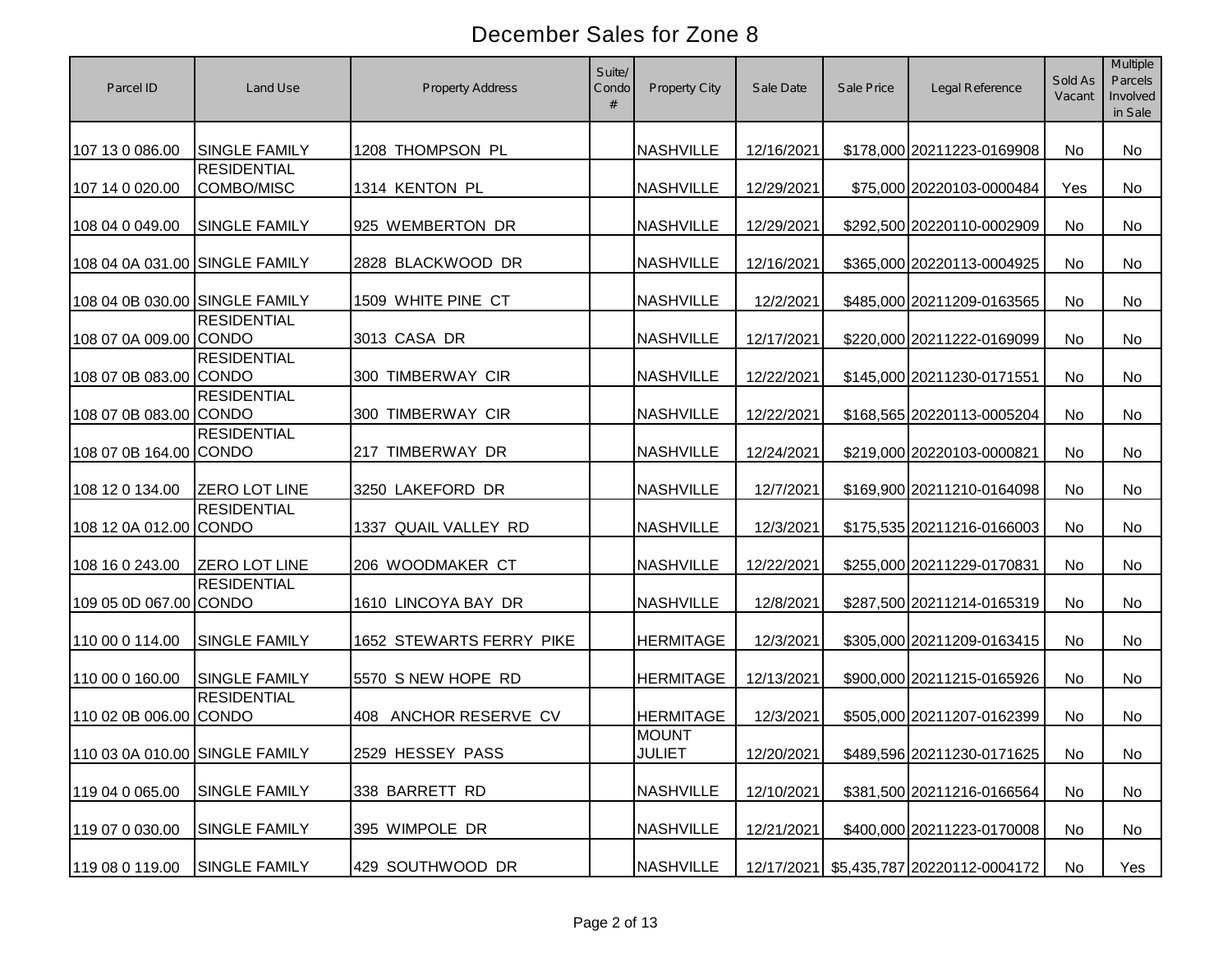# December Sales for Zone 8

| Parcel ID | Land Use | Property Address | Suite/ Condo # | Property City | Sale Date | Sale Price | Legal Reference | Sold As Vacant | Multiple Parcels Involved in Sale |
|---|---|---|---|---|---|---|---|---|---|
| 107 13 0 086.00 | SINGLE FAMILY | 1208 THOMPSON PL | | NASHVILLE | 12/16/2021 | $178,000 | 20211223-0169908 | No | No |
| 107 14 0 020.00 | RESIDENTIAL COMBO/MISC | 1314 KENTON PL | | NASHVILLE | 12/29/2021 | $75,000 | 20220103-0000484 | Yes | No |
| 108 04 0 049.00 | SINGLE FAMILY | 925 WEMBERTON DR | | NASHVILLE | 12/29/2021 | $292,500 | 20220110-0002909 | No | No |
| 108 04 0A 031.00 | SINGLE FAMILY | 2828 BLACKWOOD DR | | NASHVILLE | 12/16/2021 | $365,000 | 20220113-0004925 | No | No |
| 108 04 0B 030.00 | SINGLE FAMILY | 1509 WHITE PINE CT | | NASHVILLE | 12/2/2021 | $485,000 | 20211209-0163565 | No | No |
| 108 07 0A 009.00 | RESIDENTIAL CONDO | 3013 CASA DR | | NASHVILLE | 12/17/2021 | $220,000 | 20211222-0169099 | No | No |
| 108 07 0B 083.00 | RESIDENTIAL CONDO | 300 TIMBERWAY CIR | | NASHVILLE | 12/22/2021 | $145,000 | 20211230-0171551 | No | No |
| 108 07 0B 083.00 | RESIDENTIAL CONDO | 300 TIMBERWAY CIR | | NASHVILLE | 12/22/2021 | $168,565 | 20220113-0005204 | No | No |
| 108 07 0B 164.00 | RESIDENTIAL CONDO | 217 TIMBERWAY DR | | NASHVILLE | 12/24/2021 | $219,000 | 20220103-0000821 | No | No |
| 108 12 0 134.00 | ZERO LOT LINE | 3250 LAKEFORD DR | | NASHVILLE | 12/7/2021 | $169,900 | 20211210-0164098 | No | No |
| 108 12 0A 012.00 | RESIDENTIAL CONDO | 1337 QUAIL VALLEY RD | | NASHVILLE | 12/3/2021 | $175,535 | 20211216-0166003 | No | No |
| 108 16 0 243.00 | ZERO LOT LINE | 206 WOODMAKER CT | | NASHVILLE | 12/22/2021 | $255,000 | 20211229-0170831 | No | No |
| 109 05 0D 067.00 | RESIDENTIAL CONDO | 1610 LINCOYA BAY DR | | NASHVILLE | 12/8/2021 | $287,500 | 20211214-0165319 | No | No |
| 110 00 0 114.00 | SINGLE FAMILY | 1652 STEWARTS FERRY PIKE | | HERMITAGE | 12/3/2021 | $305,000 | 20211209-0163415 | No | No |
| 110 00 0 160.00 | SINGLE FAMILY | 5570 S NEW HOPE RD | | HERMITAGE | 12/13/2021 | $900,000 | 20211215-0165926 | No | No |
| 110 02 0B 006.00 | RESIDENTIAL CONDO | 408 ANCHOR RESERVE CV | | HERMITAGE | 12/3/2021 | $505,000 | 20211207-0162399 | No | No |
| 110 03 0A 010.00 | SINGLE FAMILY | 2529 HESSEY PASS | | MOUNT JULIET | 12/20/2021 | $489,596 | 20211230-0171625 | No | No |
| 119 04 0 065.00 | SINGLE FAMILY | 338 BARRETT RD | | NASHVILLE | 12/10/2021 | $381,500 | 20211216-0166564 | No | No |
| 119 07 0 030.00 | SINGLE FAMILY | 395 WIMPOLE DR | | NASHVILLE | 12/21/2021 | $400,000 | 20211223-0170008 | No | No |
| 119 08 0 119.00 | SINGLE FAMILY | 429 SOUTHWOOD DR | | NASHVILLE | 12/17/2021 | $5,435,787 | 20220112-0004172 | No | Yes |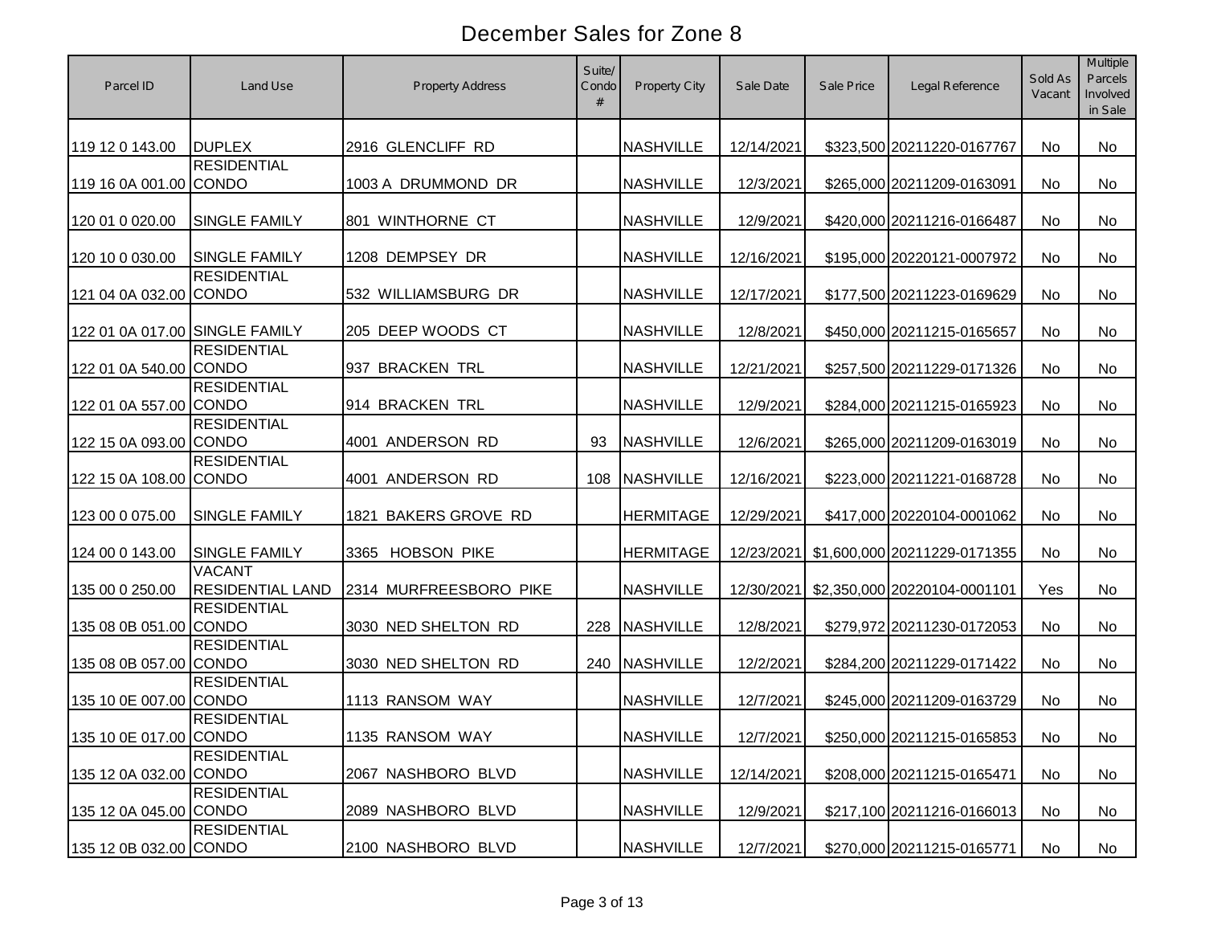# December Sales for Zone 8

| Parcel ID | Land Use | Property Address | Suite/ Condo # | Property City | Sale Date | Sale Price | Legal Reference | Sold As Vacant | Multiple Parcels Involved in Sale |
|---|---|---|---|---|---|---|---|---|---|
| 119 12 0 143.00 | DUPLEX | 2916 GLENCLIFF RD | | NASHVILLE | 12/14/2021 | $323,500 | 20211220-0167767 | No | No |
| 119 16 0A 001.00 | RESIDENTIAL CONDO | 1003 A DRUMMOND DR | | NASHVILLE | 12/3/2021 | $265,000 | 20211209-0163091 | No | No |
| 120 01 0 020.00 | SINGLE FAMILY | 801 WINTHORNE CT | | NASHVILLE | 12/9/2021 | $420,000 | 20211216-0166487 | No | No |
| 120 10 0 030.00 | SINGLE FAMILY | 1208 DEMPSEY DR | | NASHVILLE | 12/16/2021 | $195,000 | 20220121-0007972 | No | No |
| 121 04 0A 032.00 | RESIDENTIAL CONDO | 532 WILLIAMSBURG DR | | NASHVILLE | 12/17/2021 | $177,500 | 20211223-0169629 | No | No |
| 122 01 0A 017.00 | SINGLE FAMILY | 205 DEEP WOODS CT | | NASHVILLE | 12/8/2021 | $450,000 | 20211215-0165657 | No | No |
| 122 01 0A 540.00 | RESIDENTIAL CONDO | 937 BRACKEN TRL | | NASHVILLE | 12/21/2021 | $257,500 | 20211229-0171326 | No | No |
| 122 01 0A 557.00 | RESIDENTIAL CONDO | 914 BRACKEN TRL | | NASHVILLE | 12/9/2021 | $284,000 | 20211215-0165923 | No | No |
| 122 15 0A 093.00 | RESIDENTIAL CONDO | 4001 ANDERSON RD | 93 | NASHVILLE | 12/6/2021 | $265,000 | 20211209-0163019 | No | No |
| 122 15 0A 108.00 | RESIDENTIAL CONDO | 4001 ANDERSON RD | 108 | NASHVILLE | 12/16/2021 | $223,000 | 20211221-0168728 | No | No |
| 123 00 0 075.00 | SINGLE FAMILY | 1821 BAKERS GROVE RD | | HERMITAGE | 12/29/2021 | $417,000 | 20220104-0001062 | No | No |
| 124 00 0 143.00 | SINGLE FAMILY | 3365 HOBSON PIKE | | HERMITAGE | 12/23/2021 | $1,600,000 | 20211229-0171355 | No | No |
| 135 00 0 250.00 | VACANT RESIDENTIAL LAND | 2314 MURFREESBORO PIKE | | NASHVILLE | 12/30/2021 | $2,350,000 | 20220104-0001101 | Yes | No |
| 135 08 0B 051.00 | RESIDENTIAL CONDO | 3030 NED SHELTON RD | 228 | NASHVILLE | 12/8/2021 | $279,972 | 20211230-0172053 | No | No |
| 135 08 0B 057.00 | RESIDENTIAL CONDO | 3030 NED SHELTON RD | 240 | NASHVILLE | 12/2/2021 | $284,200 | 20211229-0171422 | No | No |
| 135 10 0E 007.00 | RESIDENTIAL CONDO | 1113 RANSOM WAY | | NASHVILLE | 12/7/2021 | $245,000 | 20211209-0163729 | No | No |
| 135 10 0E 017.00 | RESIDENTIAL CONDO | 1135 RANSOM WAY | | NASHVILLE | 12/7/2021 | $250,000 | 20211215-0165853 | No | No |
| 135 12 0A 032.00 | RESIDENTIAL CONDO | 2067 NASHBORO BLVD | | NASHVILLE | 12/14/2021 | $208,000 | 20211215-0165471 | No | No |
| 135 12 0A 045.00 | RESIDENTIAL CONDO | 2089 NASHBORO BLVD | | NASHVILLE | 12/9/2021 | $217,100 | 20211216-0166013 | No | No |
| 135 12 0B 032.00 | RESIDENTIAL CONDO | 2100 NASHBORO BLVD | | NASHVILLE | 12/7/2021 | $270,000 | 20211215-0165771 | No | No |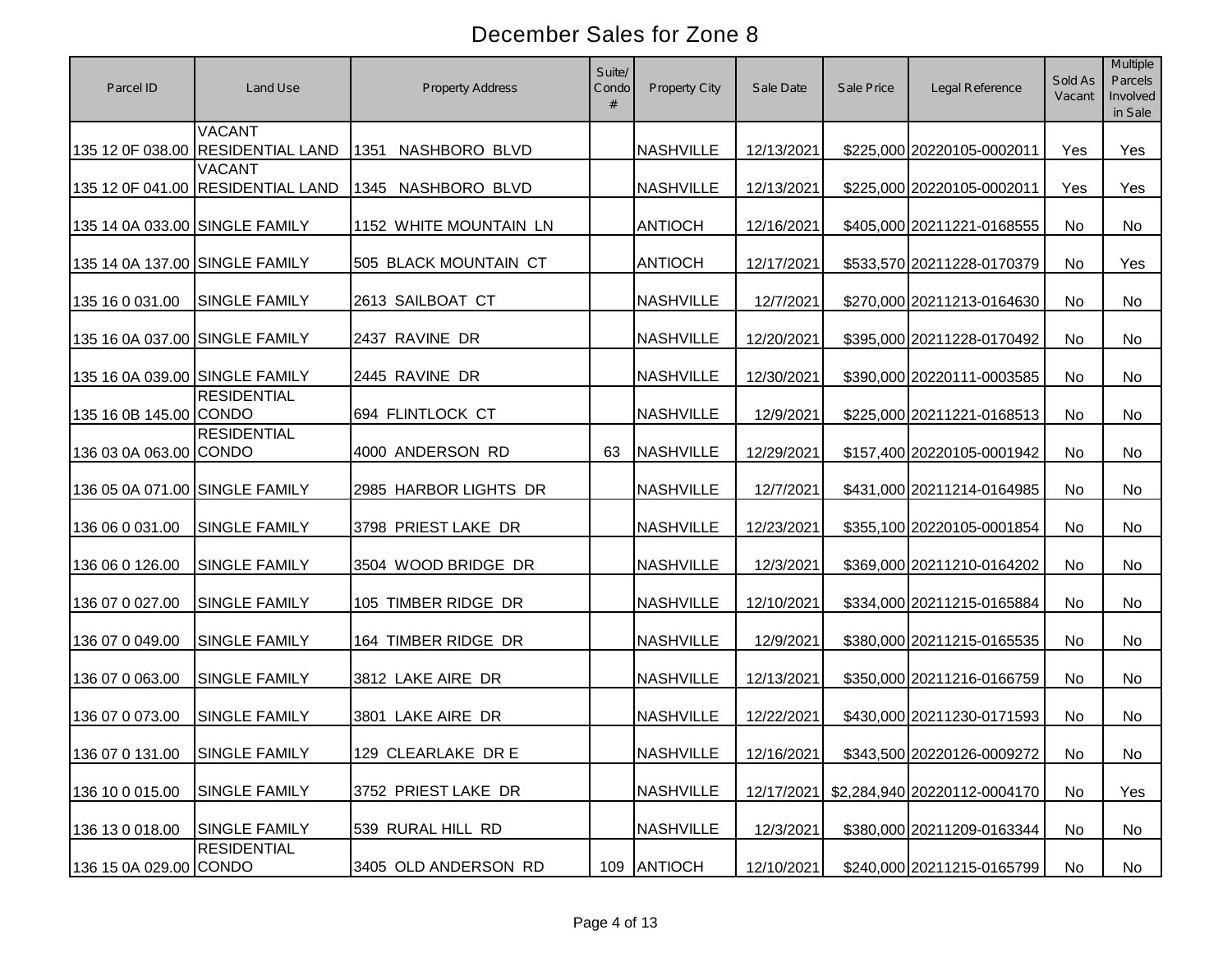# December Sales for Zone 8

| Parcel ID | Land Use | Property Address | Suite/ Condo # | Property City | Sale Date | Sale Price | Legal Reference | Sold As Vacant | Multiple Parcels Involved in Sale |
|---|---|---|---|---|---|---|---|---|---|
| 135 12 0F 038.00 | VACANT RESIDENTIAL LAND | 1351 NASHBORO BLVD | | NASHVILLE | 12/13/2021 | $225,000 | 20220105-0002011 | Yes | Yes |
| 135 12 0F 041.00 | VACANT RESIDENTIAL LAND | 1345 NASHBORO BLVD | | NASHVILLE | 12/13/2021 | $225,000 | 20220105-0002011 | Yes | Yes |
| 135 14 0A 033.00 | SINGLE FAMILY | 1152 WHITE MOUNTAIN LN | | ANTIOCH | 12/16/2021 | $405,000 | 20211221-0168555 | No | No |
| 135 14 0A 137.00 | SINGLE FAMILY | 505 BLACK MOUNTAIN CT | | ANTIOCH | 12/17/2021 | $533,570 | 20211228-0170379 | No | Yes |
| 135 16 0 031.00 | SINGLE FAMILY | 2613 SAILBOAT CT | | NASHVILLE | 12/7/2021 | $270,000 | 20211213-0164630 | No | No |
| 135 16 0A 037.00 | SINGLE FAMILY | 2437 RAVINE DR | | NASHVILLE | 12/20/2021 | $395,000 | 20211228-0170492 | No | No |
| 135 16 0A 039.00 | SINGLE FAMILY | 2445 RAVINE DR | | NASHVILLE | 12/30/2021 | $390,000 | 20220111-0003585 | No | No |
| 135 16 0B 145.00 | RESIDENTIAL CONDO | 694 FLINTLOCK CT | | NASHVILLE | 12/9/2021 | $225,000 | 20211221-0168513 | No | No |
| 136 03 0A 063.00 | RESIDENTIAL CONDO | 4000 ANDERSON RD | 63 | NASHVILLE | 12/29/2021 | $157,400 | 20220105-0001942 | No | No |
| 136 05 0A 071.00 | SINGLE FAMILY | 2985 HARBOR LIGHTS DR | | NASHVILLE | 12/7/2021 | $431,000 | 20211214-0164985 | No | No |
| 136 06 0 031.00 | SINGLE FAMILY | 3798 PRIEST LAKE DR | | NASHVILLE | 12/23/2021 | $355,100 | 20220105-0001854 | No | No |
| 136 06 0 126.00 | SINGLE FAMILY | 3504 WOOD BRIDGE DR | | NASHVILLE | 12/3/2021 | $369,000 | 20211210-0164202 | No | No |
| 136 07 0 027.00 | SINGLE FAMILY | 105 TIMBER RIDGE DR | | NASHVILLE | 12/10/2021 | $334,000 | 20211215-0165884 | No | No |
| 136 07 0 049.00 | SINGLE FAMILY | 164 TIMBER RIDGE DR | | NASHVILLE | 12/9/2021 | $380,000 | 20211215-0165535 | No | No |
| 136 07 0 063.00 | SINGLE FAMILY | 3812 LAKE AIRE DR | | NASHVILLE | 12/13/2021 | $350,000 | 20211216-0166759 | No | No |
| 136 07 0 073.00 | SINGLE FAMILY | 3801 LAKE AIRE DR | | NASHVILLE | 12/22/2021 | $430,000 | 20211230-0171593 | No | No |
| 136 07 0 131.00 | SINGLE FAMILY | 129 CLEARLAKE DR E | | NASHVILLE | 12/16/2021 | $343,500 | 20220126-0009272 | No | No |
| 136 10 0 015.00 | SINGLE FAMILY | 3752 PRIEST LAKE DR | | NASHVILLE | 12/17/2021 | $2,284,940 | 20220112-0004170 | No | Yes |
| 136 13 0 018.00 | SINGLE FAMILY | 539 RURAL HILL RD | | NASHVILLE | 12/3/2021 | $380,000 | 20211209-0163344 | No | No |
| 136 15 0A 029.00 | RESIDENTIAL CONDO | 3405 OLD ANDERSON RD | 109 | ANTIOCH | 12/10/2021 | $240,000 | 20211215-0165799 | No | No |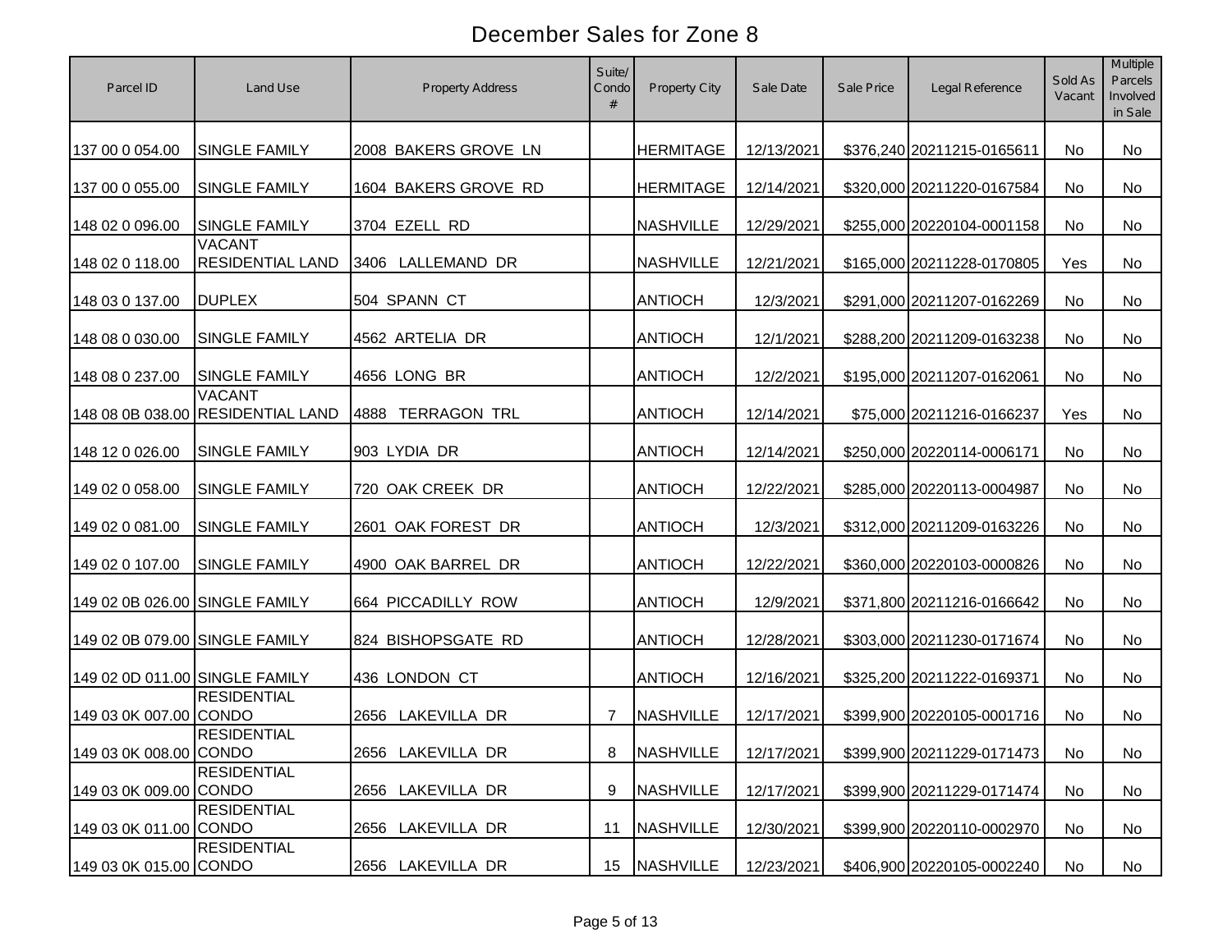# December Sales for Zone 8

| Parcel ID | Land Use | Property Address | Suite/ Condo # | Property City | Sale Date | Sale Price | Legal Reference | Sold As Vacant | Multiple Parcels Involved in Sale |
|---|---|---|---|---|---|---|---|---|---|
| 137 00 0 054.00 | SINGLE FAMILY | 2008 BAKERS GROVE LN | | HERMITAGE | 12/13/2021 | $376,240 | 20211215-0165611 | No | No |
| 137 00 0 055.00 | SINGLE FAMILY | 1604 BAKERS GROVE RD | | HERMITAGE | 12/14/2021 | $320,000 | 20211220-0167584 | No | No |
| 148 02 0 096.00 | SINGLE FAMILY | 3704 EZELL RD | | NASHVILLE | 12/29/2021 | $255,000 | 20220104-0001158 | No | No |
| 148 02 0 118.00 | VACANT RESIDENTIAL LAND | 3406 LALLEMAND DR | | NASHVILLE | 12/21/2021 | $165,000 | 20211228-0170805 | Yes | No |
| 148 03 0 137.00 | DUPLEX | 504 SPANN CT | | ANTIOCH | 12/3/2021 | $291,000 | 20211207-0162269 | No | No |
| 148 08 0 030.00 | SINGLE FAMILY | 4562 ARTELIA DR | | ANTIOCH | 12/1/2021 | $288,200 | 20211209-0163238 | No | No |
| 148 08 0 237.00 | SINGLE FAMILY | 4656 LONG BR | | ANTIOCH | 12/2/2021 | $195,000 | 20211207-0162061 | No | No |
| 148 08 0B 038.00 | VACANT RESIDENTIAL LAND | 4888 TERRAGON TRL | | ANTIOCH | 12/14/2021 | $75,000 | 20211216-0166237 | Yes | No |
| 148 12 0 026.00 | SINGLE FAMILY | 903 LYDIA DR | | ANTIOCH | 12/14/2021 | $250,000 | 20220114-0006171 | No | No |
| 149 02 0 058.00 | SINGLE FAMILY | 720 OAK CREEK DR | | ANTIOCH | 12/22/2021 | $285,000 | 20220113-0004987 | No | No |
| 149 02 0 081.00 | SINGLE FAMILY | 2601 OAK FOREST DR | | ANTIOCH | 12/3/2021 | $312,000 | 20211209-0163226 | No | No |
| 149 02 0 107.00 | SINGLE FAMILY | 4900 OAK BARREL DR | | ANTIOCH | 12/22/2021 | $360,000 | 20220103-0000826 | No | No |
| 149 02 0B 026.00 | SINGLE FAMILY | 664 PICCADILLY ROW | | ANTIOCH | 12/9/2021 | $371,800 | 20211216-0166642 | No | No |
| 149 02 0B 079.00 | SINGLE FAMILY | 824 BISHOPSGATE RD | | ANTIOCH | 12/28/2021 | $303,000 | 20211230-0171674 | No | No |
| 149 02 0D 011.00 | SINGLE FAMILY | 436 LONDON CT | | ANTIOCH | 12/16/2021 | $325,200 | 20211222-0169371 | No | No |
| 149 03 0K 007.00 | RESIDENTIAL CONDO | 2656 LAKEVILLA DR | 7 | NASHVILLE | 12/17/2021 | $399,900 | 20220105-0001716 | No | No |
| 149 03 0K 008.00 | RESIDENTIAL CONDO | 2656 LAKEVILLA DR | 8 | NASHVILLE | 12/17/2021 | $399,900 | 20211229-0171473 | No | No |
| 149 03 0K 009.00 | RESIDENTIAL CONDO | 2656 LAKEVILLA DR | 9 | NASHVILLE | 12/17/2021 | $399,900 | 20211229-0171474 | No | No |
| 149 03 0K 011.00 | RESIDENTIAL CONDO | 2656 LAKEVILLA DR | 11 | NASHVILLE | 12/30/2021 | $399,900 | 20220110-0002970 | No | No |
| 149 03 0K 015.00 | RESIDENTIAL CONDO | 2656 LAKEVILLA DR | 15 | NASHVILLE | 12/23/2021 | $406,900 | 20220105-0002240 | No | No |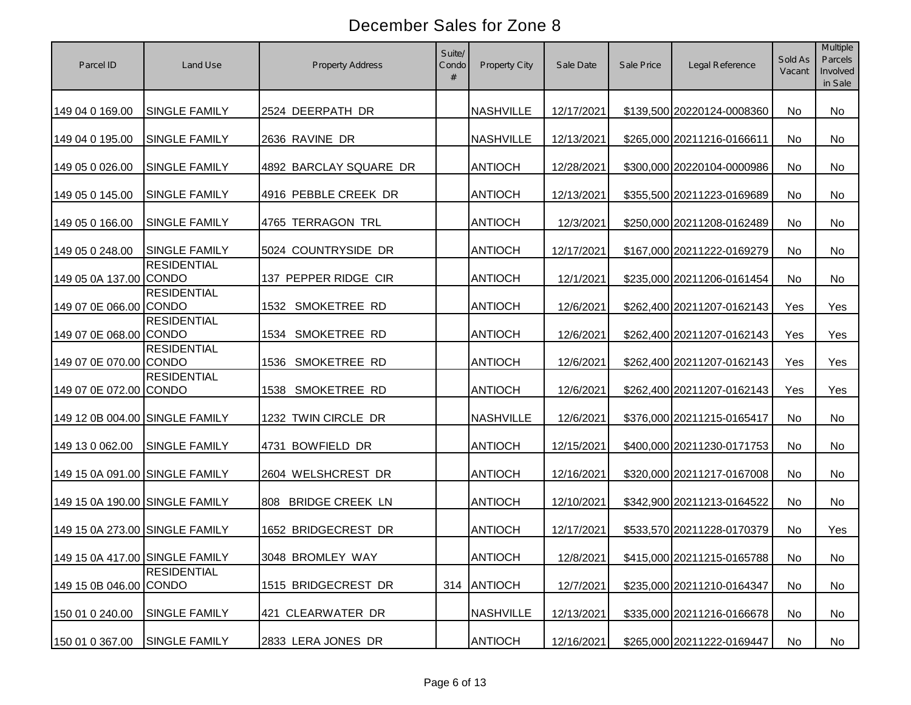# December Sales for Zone 8

| Parcel ID | Land Use | Property Address | Suite/ Condo # | Property City | Sale Date | Sale Price | Legal Reference | Sold As Vacant | Multiple Parcels Involved in Sale |
|---|---|---|---|---|---|---|---|---|---|
| 149 04 0 169.00 | SINGLE FAMILY | 2524 DEERPATH DR | | NASHVILLE | 12/17/2021 | $139,500 | 20220124-0008360 | No | No |
| 149 04 0 195.00 | SINGLE FAMILY | 2636 RAVINE DR | | NASHVILLE | 12/13/2021 | $265,000 | 20211216-0166611 | No | No |
| 149 05 0 026.00 | SINGLE FAMILY | 4892 BARCLAY SQUARE DR | | ANTIOCH | 12/28/2021 | $300,000 | 20220104-0000986 | No | No |
| 149 05 0 145.00 | SINGLE FAMILY | 4916 PEBBLE CREEK DR | | ANTIOCH | 12/13/2021 | $355,500 | 20211223-0169689 | No | No |
| 149 05 0 166.00 | SINGLE FAMILY | 4765 TERRAGON TRL | | ANTIOCH | 12/3/2021 | $250,000 | 20211208-0162489 | No | No |
| 149 05 0 248.00 | SINGLE FAMILY | 5024 COUNTRYSIDE DR | | ANTIOCH | 12/17/2021 | $167,000 | 20211222-0169279 | No | No |
| 149 05 0A 137.00 | RESIDENTIAL CONDO | 137 PEPPER RIDGE CIR | | ANTIOCH | 12/1/2021 | $235,000 | 20211206-0161454 | No | No |
| 149 07 0E 066.00 | RESIDENTIAL CONDO | 1532 SMOKETREE RD | | ANTIOCH | 12/6/2021 | $262,400 | 20211207-0162143 | Yes | Yes |
| 149 07 0E 068.00 | RESIDENTIAL CONDO | 1534 SMOKETREE RD | | ANTIOCH | 12/6/2021 | $262,400 | 20211207-0162143 | Yes | Yes |
| 149 07 0E 070.00 | RESIDENTIAL CONDO | 1536 SMOKETREE RD | | ANTIOCH | 12/6/2021 | $262,400 | 20211207-0162143 | Yes | Yes |
| 149 07 0E 072.00 | RESIDENTIAL CONDO | 1538 SMOKETREE RD | | ANTIOCH | 12/6/2021 | $262,400 | 20211207-0162143 | Yes | Yes |
| 149 12 0B 004.00 | SINGLE FAMILY | 1232 TWIN CIRCLE DR | | NASHVILLE | 12/6/2021 | $376,000 | 20211215-0165417 | No | No |
| 149 13 0 062.00 | SINGLE FAMILY | 4731 BOWFIELD DR | | ANTIOCH | 12/15/2021 | $400,000 | 20211230-0171753 | No | No |
| 149 15 0A 091.00 | SINGLE FAMILY | 2604 WELSHCREST DR | | ANTIOCH | 12/16/2021 | $320,000 | 20211217-0167008 | No | No |
| 149 15 0A 190.00 | SINGLE FAMILY | 808 BRIDGE CREEK LN | | ANTIOCH | 12/10/2021 | $342,900 | 20211213-0164522 | No | No |
| 149 15 0A 273.00 | SINGLE FAMILY | 1652 BRIDGECREST DR | | ANTIOCH | 12/17/2021 | $533,570 | 20211228-0170379 | No | Yes |
| 149 15 0A 417.00 | SINGLE FAMILY | 3048 BROMLEY WAY | | ANTIOCH | 12/8/2021 | $415,000 | 20211215-0165788 | No | No |
| 149 15 0B 046.00 | RESIDENTIAL CONDO | 1515 BRIDGECREST DR | 314 | ANTIOCH | 12/7/2021 | $235,000 | 20211210-0164347 | No | No |
| 150 01 0 240.00 | SINGLE FAMILY | 421 CLEARWATER DR | | NASHVILLE | 12/13/2021 | $335,000 | 20211216-0166678 | No | No |
| 150 01 0 367.00 | SINGLE FAMILY | 2833 LERA JONES DR | | ANTIOCH | 12/16/2021 | $265,000 | 20211222-0169447 | No | No |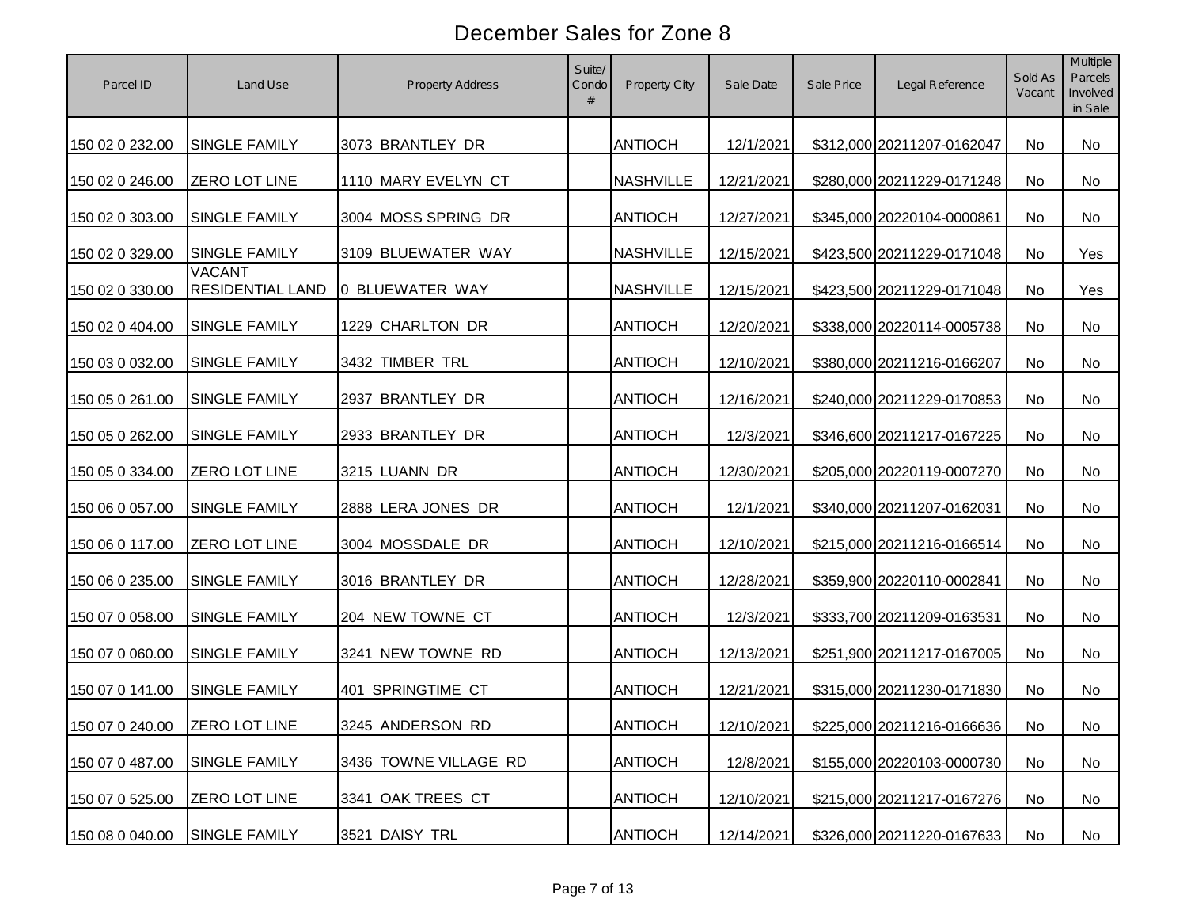# December Sales for Zone 8

| Parcel ID | Land Use | Property Address | Suite/ Condo # | Property City | Sale Date | Sale Price | Legal Reference | Sold As Vacant | Multiple Parcels Involved in Sale |
|---|---|---|---|---|---|---|---|---|---|
| 150 02 0 232.00 | SINGLE FAMILY | 3073 BRANTLEY DR | | ANTIOCH | 12/1/2021 | $312,000 | 20211207-0162047 | No | No |
| 150 02 0 246.00 | ZERO LOT LINE | 1110 MARY EVELYN CT | | NASHVILLE | 12/21/2021 | $280,000 | 20211229-0171248 | No | No |
| 150 02 0 303.00 | SINGLE FAMILY | 3004 MOSS SPRING DR | | ANTIOCH | 12/27/2021 | $345,000 | 20220104-0000861 | No | No |
| 150 02 0 329.00 | SINGLE FAMILY | 3109 BLUEWATER WAY | | NASHVILLE | 12/15/2021 | $423,500 | 20211229-0171048 | No | Yes |
| 150 02 0 330.00 | VACANT RESIDENTIAL LAND | 0 BLUEWATER WAY | | NASHVILLE | 12/15/2021 | $423,500 | 20211229-0171048 | No | Yes |
| 150 02 0 404.00 | SINGLE FAMILY | 1229 CHARLTON DR | | ANTIOCH | 12/20/2021 | $338,000 | 20220114-0005738 | No | No |
| 150 03 0 032.00 | SINGLE FAMILY | 3432 TIMBER TRL | | ANTIOCH | 12/10/2021 | $380,000 | 20211216-0166207 | No | No |
| 150 05 0 261.00 | SINGLE FAMILY | 2937 BRANTLEY DR | | ANTIOCH | 12/16/2021 | $240,000 | 20211229-0170853 | No | No |
| 150 05 0 262.00 | SINGLE FAMILY | 2933 BRANTLEY DR | | ANTIOCH | 12/3/2021 | $346,600 | 20211217-0167225 | No | No |
| 150 05 0 334.00 | ZERO LOT LINE | 3215 LUANN DR | | ANTIOCH | 12/30/2021 | $205,000 | 20220119-0007270 | No | No |
| 150 06 0 057.00 | SINGLE FAMILY | 2888 LERA JONES DR | | ANTIOCH | 12/1/2021 | $340,000 | 20211207-0162031 | No | No |
| 150 06 0 117.00 | ZERO LOT LINE | 3004 MOSSDALE DR | | ANTIOCH | 12/10/2021 | $215,000 | 20211216-0166514 | No | No |
| 150 06 0 235.00 | SINGLE FAMILY | 3016 BRANTLEY DR | | ANTIOCH | 12/28/2021 | $359,900 | 20220110-0002841 | No | No |
| 150 07 0 058.00 | SINGLE FAMILY | 204 NEW TOWNE CT | | ANTIOCH | 12/3/2021 | $333,700 | 20211209-0163531 | No | No |
| 150 07 0 060.00 | SINGLE FAMILY | 3241 NEW TOWNE RD | | ANTIOCH | 12/13/2021 | $251,900 | 20211217-0167005 | No | No |
| 150 07 0 141.00 | SINGLE FAMILY | 401 SPRINGTIME CT | | ANTIOCH | 12/21/2021 | $315,000 | 20211230-0171830 | No | No |
| 150 07 0 240.00 | ZERO LOT LINE | 3245 ANDERSON RD | | ANTIOCH | 12/10/2021 | $225,000 | 20211216-0166636 | No | No |
| 150 07 0 487.00 | SINGLE FAMILY | 3436 TOWNE VILLAGE RD | | ANTIOCH | 12/8/2021 | $155,000 | 20220103-0000730 | No | No |
| 150 07 0 525.00 | ZERO LOT LINE | 3341 OAK TREES CT | | ANTIOCH | 12/10/2021 | $215,000 | 20211217-0167276 | No | No |
| 150 08 0 040.00 | SINGLE FAMILY | 3521 DAISY TRL | | ANTIOCH | 12/14/2021 | $326,000 | 20211220-0167633 | No | No |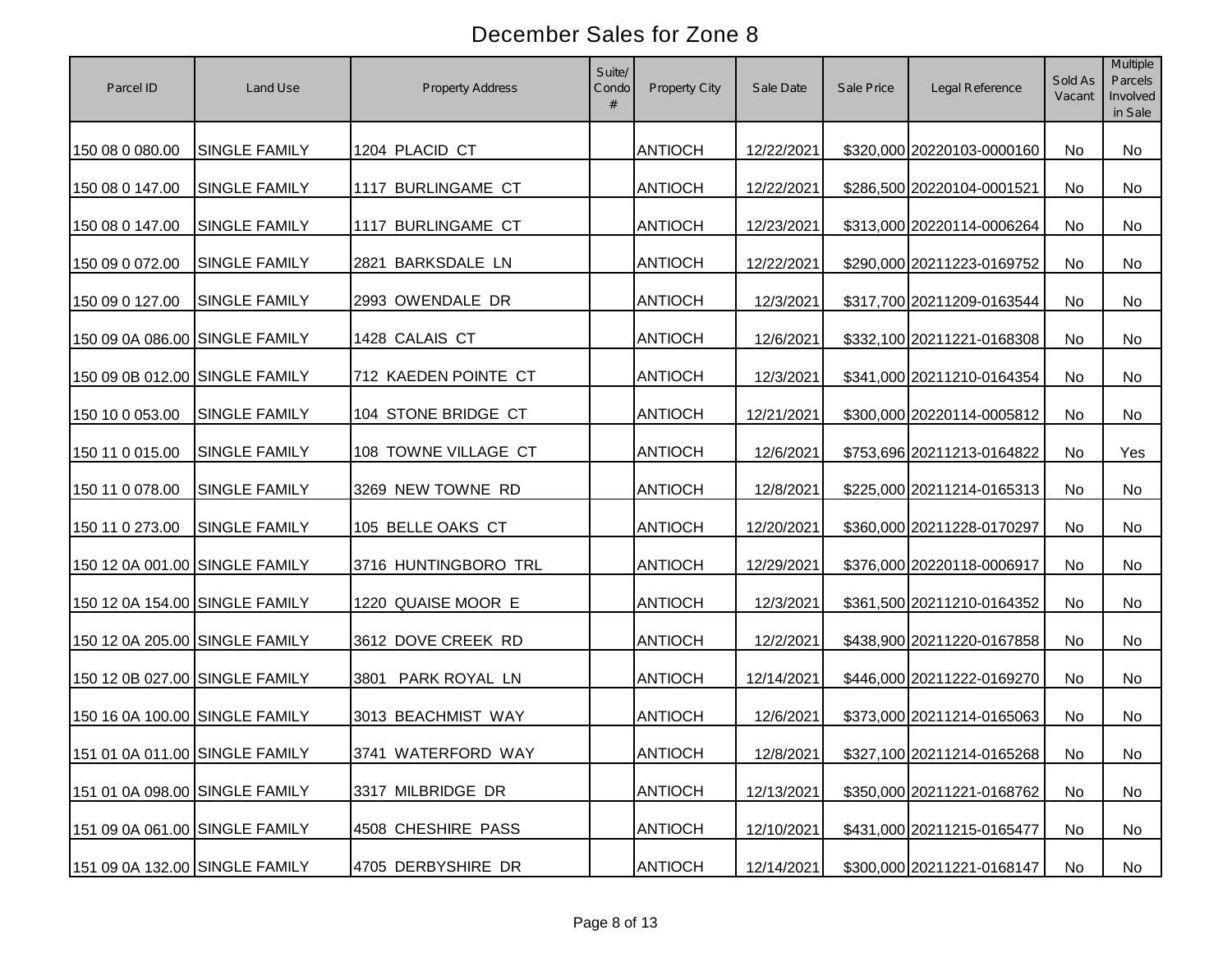# December Sales for Zone 8

| Parcel ID | Land Use | Property Address | Suite/ Condo # | Property City | Sale Date | Sale Price | Legal Reference | Sold As Vacant | Multiple Parcels Involved in Sale |
|---|---|---|---|---|---|---|---|---|---|
| 150 08 0 080.00 | SINGLE FAMILY | 1204 PLACID CT | | ANTIOCH | 12/22/2021 | $320,000 | 20220103-0000160 | No | No |
| 150 08 0 147.00 | SINGLE FAMILY | 1117 BURLINGAME CT | | ANTIOCH | 12/22/2021 | $286,500 | 20220104-0001521 | No | No |
| 150 08 0 147.00 | SINGLE FAMILY | 1117 BURLINGAME CT | | ANTIOCH | 12/23/2021 | $313,000 | 20220114-0006264 | No | No |
| 150 09 0 072.00 | SINGLE FAMILY | 2821 BARKSDALE LN | | ANTIOCH | 12/22/2021 | $290,000 | 20211223-0169752 | No | No |
| 150 09 0 127.00 | SINGLE FAMILY | 2993 OWENDALE DR | | ANTIOCH | 12/3/2021 | $317,700 | 20211209-0163544 | No | No |
| 150 09 0A 086.00 | SINGLE FAMILY | 1428 CALAIS CT | | ANTIOCH | 12/6/2021 | $332,100 | 20211221-0168308 | No | No |
| 150 09 0B 012.00 | SINGLE FAMILY | 712 KAEDEN POINTE CT | | ANTIOCH | 12/3/2021 | $341,000 | 20211210-0164354 | No | No |
| 150 10 0 053.00 | SINGLE FAMILY | 104 STONE BRIDGE CT | | ANTIOCH | 12/21/2021 | $300,000 | 20220114-0005812 | No | No |
| 150 11 0 015.00 | SINGLE FAMILY | 108 TOWNE VILLAGE CT | | ANTIOCH | 12/6/2021 | $753,696 | 20211213-0164822 | No | Yes |
| 150 11 0 078.00 | SINGLE FAMILY | 3269 NEW TOWNE RD | | ANTIOCH | 12/8/2021 | $225,000 | 20211214-0165313 | No | No |
| 150 11 0 273.00 | SINGLE FAMILY | 105 BELLE OAKS CT | | ANTIOCH | 12/20/2021 | $360,000 | 20211228-0170297 | No | No |
| 150 12 0A 001.00 | SINGLE FAMILY | 3716 HUNTINGBORO TRL | | ANTIOCH | 12/29/2021 | $376,000 | 20220118-0006917 | No | No |
| 150 12 0A 154.00 | SINGLE FAMILY | 1220 QUAISE MOOR E | | ANTIOCH | 12/3/2021 | $361,500 | 20211210-0164352 | No | No |
| 150 12 0A 205.00 | SINGLE FAMILY | 3612 DOVE CREEK RD | | ANTIOCH | 12/2/2021 | $438,900 | 20211220-0167858 | No | No |
| 150 12 0B 027.00 | SINGLE FAMILY | 3801 PARK ROYAL LN | | ANTIOCH | 12/14/2021 | $446,000 | 20211222-0169270 | No | No |
| 150 16 0A 100.00 | SINGLE FAMILY | 3013 BEACHMIST WAY | | ANTIOCH | 12/6/2021 | $373,000 | 20211214-0165063 | No | No |
| 151 01 0A 011.00 | SINGLE FAMILY | 3741 WATERFORD WAY | | ANTIOCH | 12/8/2021 | $327,100 | 20211214-0165268 | No | No |
| 151 01 0A 098.00 | SINGLE FAMILY | 3317 MILBRIDGE DR | | ANTIOCH | 12/13/2021 | $350,000 | 20211221-0168762 | No | No |
| 151 09 0A 061.00 | SINGLE FAMILY | 4508 CHESHIRE PASS | | ANTIOCH | 12/10/2021 | $431,000 | 20211215-0165477 | No | No |
| 151 09 0A 132.00 | SINGLE FAMILY | 4705 DERBYSHIRE DR | | ANTIOCH | 12/14/2021 | $300,000 | 20211221-0168147 | No | No |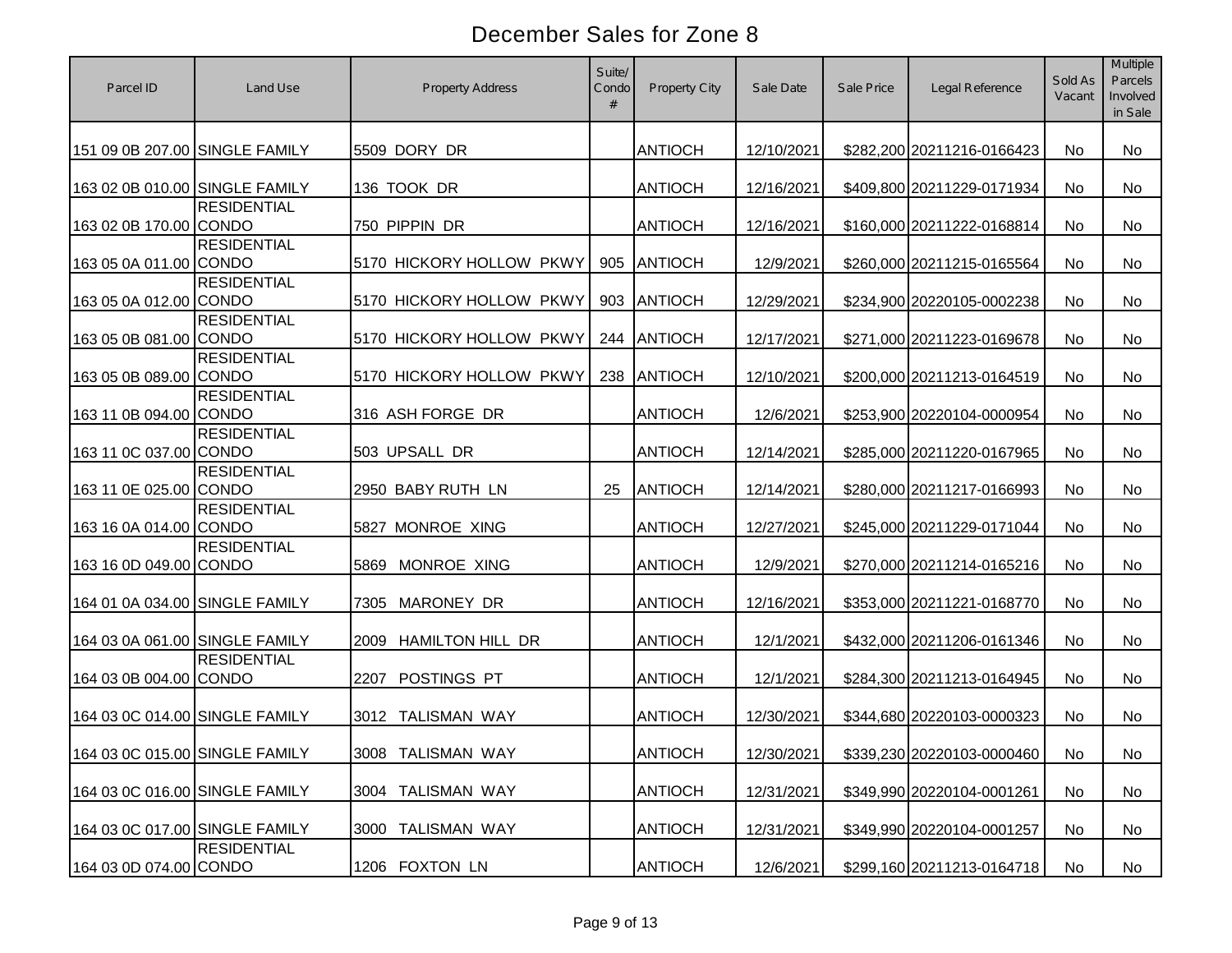# December Sales for Zone 8

| Parcel ID | Land Use | Property Address | Suite/ Condo # | Property City | Sale Date | Sale Price | Legal Reference | Sold As Vacant | Multiple Parcels Involved in Sale |
|---|---|---|---|---|---|---|---|---|---|
| 151 09 0B 207.00 | SINGLE FAMILY | 5509 DORY DR | | ANTIOCH | 12/10/2021 | $282,200 | 20211216-0166423 | No | No |
| 163 02 0B 010.00 | SINGLE FAMILY | 136 TOOK DR | | ANTIOCH | 12/16/2021 | $409,800 | 20211229-0171934 | No | No |
| 163 02 0B 170.00 | RESIDENTIAL CONDO | 750 PIPPIN DR | | ANTIOCH | 12/16/2021 | $160,000 | 20211222-0168814 | No | No |
| 163 05 0A 011.00 | RESIDENTIAL CONDO | 5170 HICKORY HOLLOW PKWY | 905 | ANTIOCH | 12/9/2021 | $260,000 | 20211215-0165564 | No | No |
| 163 05 0A 012.00 | RESIDENTIAL CONDO | 5170 HICKORY HOLLOW PKWY | 903 | ANTIOCH | 12/29/2021 | $234,900 | 20220105-0002238 | No | No |
| 163 05 0B 081.00 | RESIDENTIAL CONDO | 5170 HICKORY HOLLOW PKWY | 244 | ANTIOCH | 12/17/2021 | $271,000 | 20211223-0169678 | No | No |
| 163 05 0B 089.00 | RESIDENTIAL CONDO | 5170 HICKORY HOLLOW PKWY | 238 | ANTIOCH | 12/10/2021 | $200,000 | 20211213-0164519 | No | No |
| 163 11 0B 094.00 | RESIDENTIAL CONDO | 316 ASH FORGE DR | | ANTIOCH | 12/6/2021 | $253,900 | 20220104-0000954 | No | No |
| 163 11 0C 037.00 | RESIDENTIAL CONDO | 503 UPSALL DR | | ANTIOCH | 12/14/2021 | $285,000 | 20211220-0167965 | No | No |
| 163 11 0E 025.00 | RESIDENTIAL CONDO | 2950 BABY RUTH LN | 25 | ANTIOCH | 12/14/2021 | $280,000 | 20211217-0166993 | No | No |
| 163 16 0A 014.00 | RESIDENTIAL CONDO | 5827 MONROE XING | | ANTIOCH | 12/27/2021 | $245,000 | 20211229-0171044 | No | No |
| 163 16 0D 049.00 | RESIDENTIAL CONDO | 5869 MONROE XING | | ANTIOCH | 12/9/2021 | $270,000 | 20211214-0165216 | No | No |
| 164 01 0A 034.00 | SINGLE FAMILY | 7305 MARONEY DR | | ANTIOCH | 12/16/2021 | $353,000 | 20211221-0168770 | No | No |
| 164 03 0A 061.00 | SINGLE FAMILY | 2009 HAMILTON HILL DR | | ANTIOCH | 12/1/2021 | $432,000 | 20211206-0161346 | No | No |
| 164 03 0B 004.00 | RESIDENTIAL CONDO | 2207 POSTINGS PT | | ANTIOCH | 12/1/2021 | $284,300 | 20211213-0164945 | No | No |
| 164 03 0C 014.00 | SINGLE FAMILY | 3012 TALISMAN WAY | | ANTIOCH | 12/30/2021 | $344,680 | 20220103-0000323 | No | No |
| 164 03 0C 015.00 | SINGLE FAMILY | 3008 TALISMAN WAY | | ANTIOCH | 12/30/2021 | $339,230 | 20220103-0000460 | No | No |
| 164 03 0C 016.00 | SINGLE FAMILY | 3004 TALISMAN WAY | | ANTIOCH | 12/31/2021 | $349,990 | 20220104-0001261 | No | No |
| 164 03 0C 017.00 | SINGLE FAMILY | 3000 TALISMAN WAY | | ANTIOCH | 12/31/2021 | $349,990 | 20220104-0001257 | No | No |
| 164 03 0D 074.00 | RESIDENTIAL CONDO | 1206 FOXTON LN | | ANTIOCH | 12/6/2021 | $299,160 | 20211213-0164718 | No | No |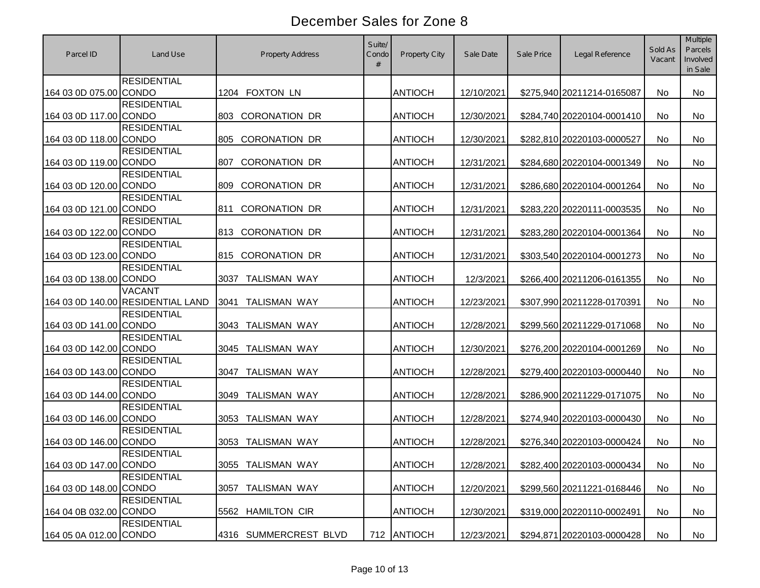# December Sales for Zone 8

| Parcel ID | Land Use | Property Address | Suite/ Condo # | Property City | Sale Date | Sale Price | Legal Reference | Sold As Vacant | Multiple Parcels Involved in Sale |
|---|---|---|---|---|---|---|---|---|---|
| 164 03 0D 075.00 | RESIDENTIAL CONDO | 1204 FOXTON LN | | ANTIOCH | 12/10/2021 | $275,940 | 20211214-0165087 | No | No |
| 164 03 0D 117.00 | RESIDENTIAL CONDO | 803 CORONATION DR | | ANTIOCH | 12/30/2021 | $284,740 | 20220104-0001410 | No | No |
| 164 03 0D 118.00 | RESIDENTIAL CONDO | 805 CORONATION DR | | ANTIOCH | 12/30/2021 | $282,810 | 20220103-0000527 | No | No |
| 164 03 0D 119.00 | RESIDENTIAL CONDO | 807 CORONATION DR | | ANTIOCH | 12/31/2021 | $284,680 | 20220104-0001349 | No | No |
| 164 03 0D 120.00 | RESIDENTIAL CONDO | 809 CORONATION DR | | ANTIOCH | 12/31/2021 | $286,680 | 20220104-0001264 | No | No |
| 164 03 0D 121.00 | RESIDENTIAL CONDO | 811 CORONATION DR | | ANTIOCH | 12/31/2021 | $283,220 | 20220111-0003535 | No | No |
| 164 03 0D 122.00 | RESIDENTIAL CONDO | 813 CORONATION DR | | ANTIOCH | 12/31/2021 | $283,280 | 20220104-0001364 | No | No |
| 164 03 0D 123.00 | RESIDENTIAL CONDO | 815 CORONATION DR | | ANTIOCH | 12/31/2021 | $303,540 | 20220104-0001273 | No | No |
| 164 03 0D 138.00 | RESIDENTIAL CONDO | 3037 TALISMAN WAY | | ANTIOCH | 12/3/2021 | $266,400 | 20211206-0161355 | No | No |
| 164 03 0D 140.00 | VACANT RESIDENTIAL LAND | 3041 TALISMAN WAY | | ANTIOCH | 12/23/2021 | $307,990 | 20211228-0170391 | No | No |
| 164 03 0D 141.00 | RESIDENTIAL CONDO | 3043 TALISMAN WAY | | ANTIOCH | 12/28/2021 | $299,560 | 20211229-0171068 | No | No |
| 164 03 0D 142.00 | RESIDENTIAL CONDO | 3045 TALISMAN WAY | | ANTIOCH | 12/30/2021 | $276,200 | 20220104-0001269 | No | No |
| 164 03 0D 143.00 | RESIDENTIAL CONDO | 3047 TALISMAN WAY | | ANTIOCH | 12/28/2021 | $279,400 | 20220103-0000440 | No | No |
| 164 03 0D 144.00 | RESIDENTIAL CONDO | 3049 TALISMAN WAY | | ANTIOCH | 12/28/2021 | $286,900 | 20211229-0171075 | No | No |
| 164 03 0D 146.00 | RESIDENTIAL CONDO | 3053 TALISMAN WAY | | ANTIOCH | 12/28/2021 | $274,940 | 20220103-0000430 | No | No |
| 164 03 0D 146.00 | RESIDENTIAL CONDO | 3053 TALISMAN WAY | | ANTIOCH | 12/28/2021 | $276,340 | 20220103-0000424 | No | No |
| 164 03 0D 147.00 | RESIDENTIAL CONDO | 3055 TALISMAN WAY | | ANTIOCH | 12/28/2021 | $282,400 | 20220103-0000434 | No | No |
| 164 03 0D 148.00 | RESIDENTIAL CONDO | 3057 TALISMAN WAY | | ANTIOCH | 12/20/2021 | $299,560 | 20211221-0168446 | No | No |
| 164 04 0B 032.00 | RESIDENTIAL CONDO | 5562 HAMILTON CIR | | ANTIOCH | 12/30/2021 | $319,000 | 20220110-0002491 | No | No |
| 164 05 0A 012.00 | RESIDENTIAL CONDO | 4316 SUMMERCREST BLVD | 712 | ANTIOCH | 12/23/2021 | $294,871 | 20220103-0000428 | No | No |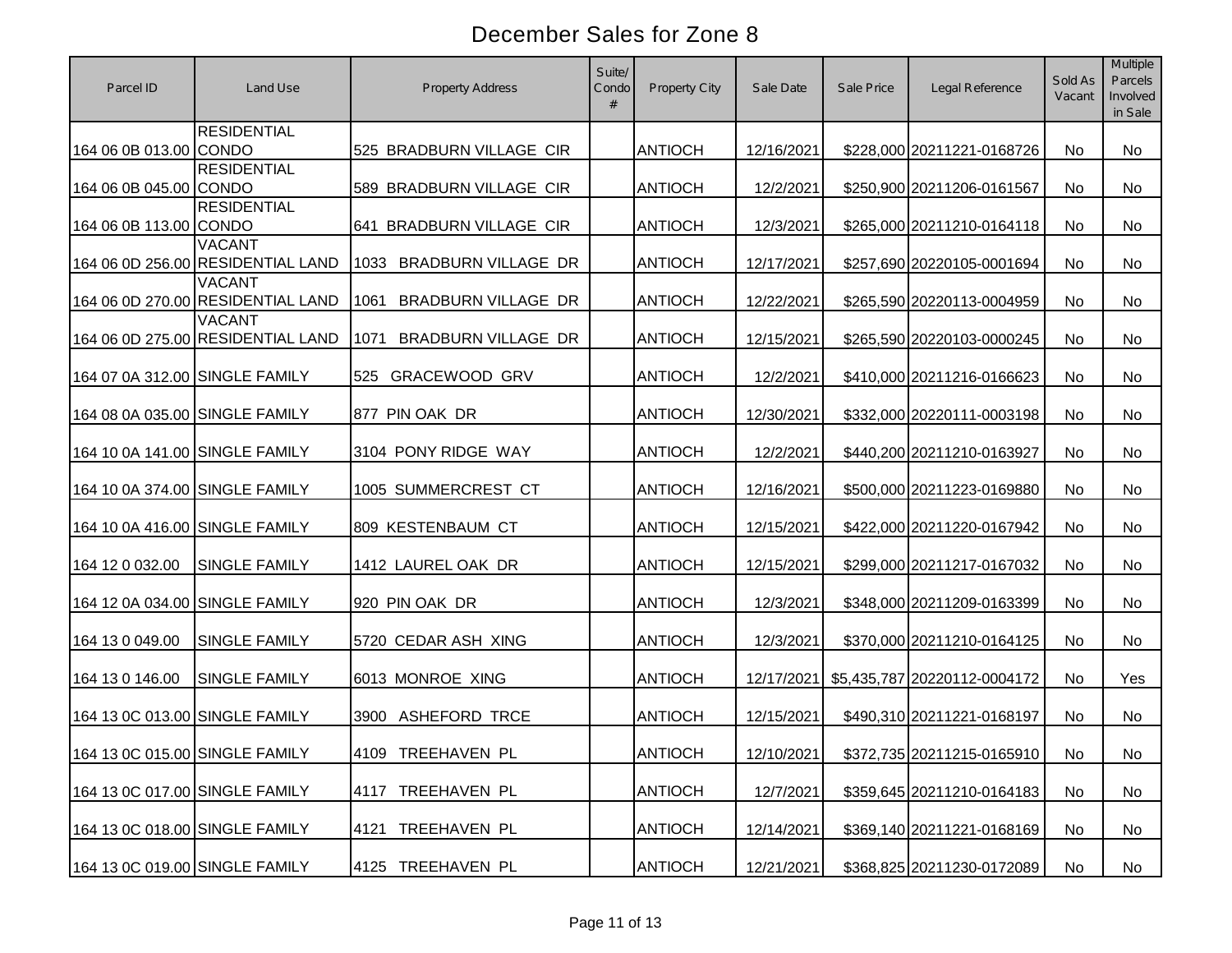# December Sales for Zone 8

| Parcel ID | Land Use | Property Address | Suite/ Condo # | Property City | Sale Date | Sale Price | Legal Reference | Sold As Vacant | Multiple Parcels Involved in Sale |
|---|---|---|---|---|---|---|---|---|---|
| 164 06 0B 013.00 | RESIDENTIAL CONDO | 525 BRADBURN VILLAGE CIR | | ANTIOCH | 12/16/2021 | $228,000 | 20211221-0168726 | No | No |
| 164 06 0B 045.00 | RESIDENTIAL CONDO | 589 BRADBURN VILLAGE CIR | | ANTIOCH | 12/2/2021 | $250,900 | 20211206-0161567 | No | No |
| 164 06 0B 113.00 | RESIDENTIAL CONDO | 641 BRADBURN VILLAGE CIR | | ANTIOCH | 12/3/2021 | $265,000 | 20211210-0164118 | No | No |
| 164 06 0D 256.00 | VACANT RESIDENTIAL LAND | 1033 BRADBURN VILLAGE DR | | ANTIOCH | 12/17/2021 | $257,690 | 20220105-0001694 | No | No |
| 164 06 0D 270.00 | VACANT RESIDENTIAL LAND | 1061 BRADBURN VILLAGE DR | | ANTIOCH | 12/22/2021 | $265,590 | 20220113-0004959 | No | No |
| 164 06 0D 275.00 | VACANT RESIDENTIAL LAND | 1071 BRADBURN VILLAGE DR | | ANTIOCH | 12/15/2021 | $265,590 | 20220103-0000245 | No | No |
| 164 07 0A 312.00 | SINGLE FAMILY | 525 GRACEWOOD GRV | | ANTIOCH | 12/2/2021 | $410,000 | 20211216-0166623 | No | No |
| 164 08 0A 035.00 | SINGLE FAMILY | 877 PIN OAK DR | | ANTIOCH | 12/30/2021 | $332,000 | 20220111-0003198 | No | No |
| 164 10 0A 141.00 | SINGLE FAMILY | 3104 PONY RIDGE WAY | | ANTIOCH | 12/2/2021 | $440,200 | 20211210-0163927 | No | No |
| 164 10 0A 374.00 | SINGLE FAMILY | 1005 SUMMERCREST CT | | ANTIOCH | 12/16/2021 | $500,000 | 20211223-0169880 | No | No |
| 164 10 0A 416.00 | SINGLE FAMILY | 809 KESTENBAUM CT | | ANTIOCH | 12/15/2021 | $422,000 | 20211220-0167942 | No | No |
| 164 12 0 032.00 | SINGLE FAMILY | 1412 LAUREL OAK DR | | ANTIOCH | 12/15/2021 | $299,000 | 20211217-0167032 | No | No |
| 164 12 0A 034.00 | SINGLE FAMILY | 920 PIN OAK DR | | ANTIOCH | 12/3/2021 | $348,000 | 20211209-0163399 | No | No |
| 164 13 0 049.00 | SINGLE FAMILY | 5720 CEDAR ASH XING | | ANTIOCH | 12/3/2021 | $370,000 | 20211210-0164125 | No | No |
| 164 13 0 146.00 | SINGLE FAMILY | 6013 MONROE XING | | ANTIOCH | 12/17/2021 | $5,435,787 | 20220112-0004172 | No | Yes |
| 164 13 0C 013.00 | SINGLE FAMILY | 3900 ASHEFORD TRCE | | ANTIOCH | 12/15/2021 | $490,310 | 20211221-0168197 | No | No |
| 164 13 0C 015.00 | SINGLE FAMILY | 4109 TREEHAVEN PL | | ANTIOCH | 12/10/2021 | $372,735 | 20211215-0165910 | No | No |
| 164 13 0C 017.00 | SINGLE FAMILY | 4117 TREEHAVEN PL | | ANTIOCH | 12/7/2021 | $359,645 | 20211210-0164183 | No | No |
| 164 13 0C 018.00 | SINGLE FAMILY | 4121 TREEHAVEN PL | | ANTIOCH | 12/14/2021 | $369,140 | 20211221-0168169 | No | No |
| 164 13 0C 019.00 | SINGLE FAMILY | 4125 TREEHAVEN PL | | ANTIOCH | 12/21/2021 | $368,825 | 20211230-0172089 | No | No |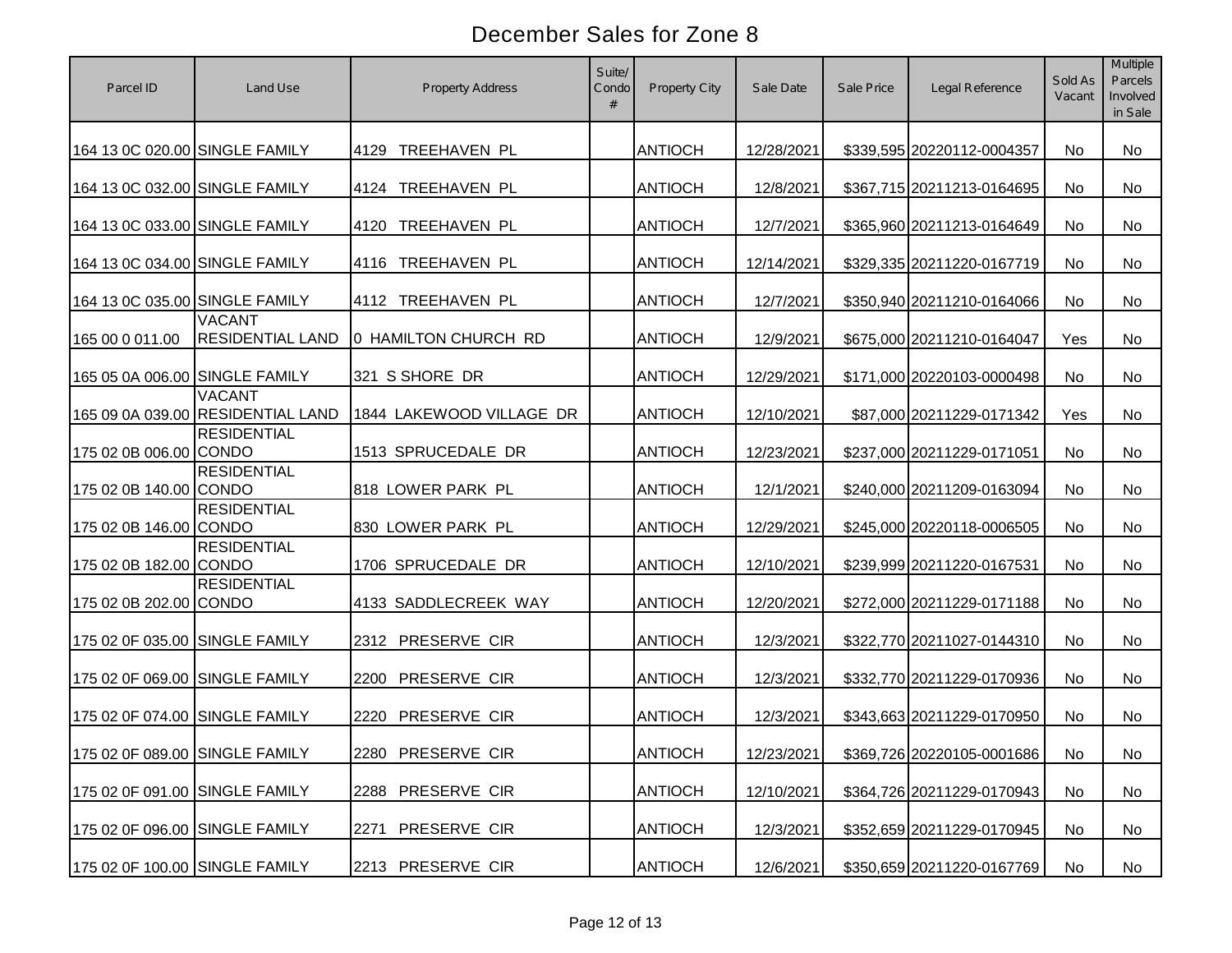# December Sales for Zone 8

| Parcel ID | Land Use | Property Address | Suite/ Condo # | Property City | Sale Date | Sale Price | Legal Reference | Sold As Vacant | Multiple Parcels Involved in Sale |
|---|---|---|---|---|---|---|---|---|---|
| 164 13 0C 020.00 | SINGLE FAMILY | 4129 TREEHAVEN PL | | ANTIOCH | 12/28/2021 | $339,595 | 20220112-0004357 | No | No |
| 164 13 0C 032.00 | SINGLE FAMILY | 4124 TREEHAVEN PL | | ANTIOCH | 12/8/2021 | $367,715 | 20211213-0164695 | No | No |
| 164 13 0C 033.00 | SINGLE FAMILY | 4120 TREEHAVEN PL | | ANTIOCH | 12/7/2021 | $365,960 | 20211213-0164649 | No | No |
| 164 13 0C 034.00 | SINGLE FAMILY | 4116 TREEHAVEN PL | | ANTIOCH | 12/14/2021 | $329,335 | 20211220-0167719 | No | No |
| 164 13 0C 035.00 | SINGLE FAMILY | 4112 TREEHAVEN PL | | ANTIOCH | 12/7/2021 | $350,940 | 20211210-0164066 | No | No |
| 165 00 0 011.00 | VACANT RESIDENTIAL LAND | 0 HAMILTON CHURCH RD | | ANTIOCH | 12/9/2021 | $675,000 | 20211210-0164047 | Yes | No |
| 165 05 0A 006.00 | SINGLE FAMILY | 321 S SHORE DR | | ANTIOCH | 12/29/2021 | $171,000 | 20220103-0000498 | No | No |
| 165 09 0A 039.00 | VACANT RESIDENTIAL LAND | 1844 LAKEWOOD VILLAGE DR | | ANTIOCH | 12/10/2021 | $87,000 | 20211229-0171342 | Yes | No |
| 175 02 0B 006.00 | RESIDENTIAL CONDO | 1513 SPRUCEDALE DR | | ANTIOCH | 12/23/2021 | $237,000 | 20211229-0171051 | No | No |
| 175 02 0B 140.00 | RESIDENTIAL CONDO | 818 LOWER PARK PL | | ANTIOCH | 12/1/2021 | $240,000 | 20211209-0163094 | No | No |
| 175 02 0B 146.00 | RESIDENTIAL CONDO | 830 LOWER PARK PL | | ANTIOCH | 12/29/2021 | $245,000 | 20220118-0006505 | No | No |
| 175 02 0B 182.00 | RESIDENTIAL CONDO | 1706 SPRUCEDALE DR | | ANTIOCH | 12/10/2021 | $239,999 | 20211220-0167531 | No | No |
| 175 02 0B 202.00 | RESIDENTIAL CONDO | 4133 SADDLECREEK WAY | | ANTIOCH | 12/20/2021 | $272,000 | 20211229-0171188 | No | No |
| 175 02 0F 035.00 | SINGLE FAMILY | 2312 PRESERVE CIR | | ANTIOCH | 12/3/2021 | $322,770 | 20211027-0144310 | No | No |
| 175 02 0F 069.00 | SINGLE FAMILY | 2200 PRESERVE CIR | | ANTIOCH | 12/3/2021 | $332,770 | 20211229-0170936 | No | No |
| 175 02 0F 074.00 | SINGLE FAMILY | 2220 PRESERVE CIR | | ANTIOCH | 12/3/2021 | $343,663 | 20211229-0170950 | No | No |
| 175 02 0F 089.00 | SINGLE FAMILY | 2280 PRESERVE CIR | | ANTIOCH | 12/23/2021 | $369,726 | 20220105-0001686 | No | No |
| 175 02 0F 091.00 | SINGLE FAMILY | 2288 PRESERVE CIR | | ANTIOCH | 12/10/2021 | $364,726 | 20211229-0170943 | No | No |
| 175 02 0F 096.00 | SINGLE FAMILY | 2271 PRESERVE CIR | | ANTIOCH | 12/3/2021 | $352,659 | 20211229-0170945 | No | No |
| 175 02 0F 100.00 | SINGLE FAMILY | 2213 PRESERVE CIR | | ANTIOCH | 12/6/2021 | $350,659 | 20211220-0167769 | No | No |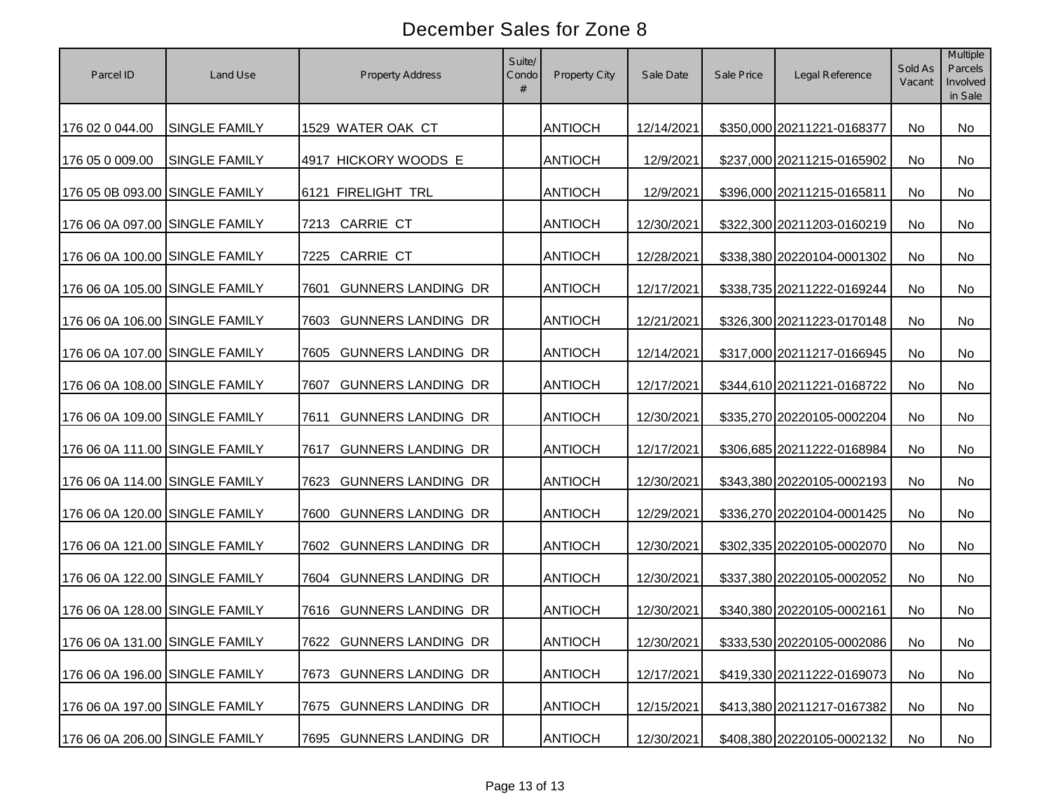# December Sales for Zone 8

| Parcel ID | Land Use | Property Address | Suite/ Condo # | Property City | Sale Date | Sale Price | Legal Reference | Sold As Vacant | Multiple Parcels Involved in Sale |
|---|---|---|---|---|---|---|---|---|---|
| 176 02 0 044.00 | SINGLE FAMILY | 1529 WATER OAK CT | | ANTIOCH | 12/14/2021 | $350,000 | 20211221-0168377 | No | No |
| 176 05 0 009.00 | SINGLE FAMILY | 4917 HICKORY WOODS E | | ANTIOCH | 12/9/2021 | $237,000 | 20211215-0165902 | No | No |
| 176 05 0B 093.00 | SINGLE FAMILY | 6121 FIRELIGHT TRL | | ANTIOCH | 12/9/2021 | $396,000 | 20211215-0165811 | No | No |
| 176 06 0A 097.00 | SINGLE FAMILY | 7213 CARRIE CT | | ANTIOCH | 12/30/2021 | $322,300 | 20211203-0160219 | No | No |
| 176 06 0A 100.00 | SINGLE FAMILY | 7225 CARRIE CT | | ANTIOCH | 12/28/2021 | $338,380 | 20220104-0001302 | No | No |
| 176 06 0A 105.00 | SINGLE FAMILY | 7601 GUNNERS LANDING DR | | ANTIOCH | 12/17/2021 | $338,735 | 20211222-0169244 | No | No |
| 176 06 0A 106.00 | SINGLE FAMILY | 7603 GUNNERS LANDING DR | | ANTIOCH | 12/21/2021 | $326,300 | 20211223-0170148 | No | No |
| 176 06 0A 107.00 | SINGLE FAMILY | 7605 GUNNERS LANDING DR | | ANTIOCH | 12/14/2021 | $317,000 | 20211217-0166945 | No | No |
| 176 06 0A 108.00 | SINGLE FAMILY | 7607 GUNNERS LANDING DR | | ANTIOCH | 12/17/2021 | $344,610 | 20211221-0168722 | No | No |
| 176 06 0A 109.00 | SINGLE FAMILY | 7611 GUNNERS LANDING DR | | ANTIOCH | 12/30/2021 | $335,270 | 20220105-0002204 | No | No |
| 176 06 0A 111.00 | SINGLE FAMILY | 7617 GUNNERS LANDING DR | | ANTIOCH | 12/17/2021 | $306,685 | 20211222-0168984 | No | No |
| 176 06 0A 114.00 | SINGLE FAMILY | 7623 GUNNERS LANDING DR | | ANTIOCH | 12/30/2021 | $343,380 | 20220105-0002193 | No | No |
| 176 06 0A 120.00 | SINGLE FAMILY | 7600 GUNNERS LANDING DR | | ANTIOCH | 12/29/2021 | $336,270 | 20220104-0001425 | No | No |
| 176 06 0A 121.00 | SINGLE FAMILY | 7602 GUNNERS LANDING DR | | ANTIOCH | 12/30/2021 | $302,335 | 20220105-0002070 | No | No |
| 176 06 0A 122.00 | SINGLE FAMILY | 7604 GUNNERS LANDING DR | | ANTIOCH | 12/30/2021 | $337,380 | 20220105-0002052 | No | No |
| 176 06 0A 128.00 | SINGLE FAMILY | 7616 GUNNERS LANDING DR | | ANTIOCH | 12/30/2021 | $340,380 | 20220105-0002161 | No | No |
| 176 06 0A 131.00 | SINGLE FAMILY | 7622 GUNNERS LANDING DR | | ANTIOCH | 12/30/2021 | $333,530 | 20220105-0002086 | No | No |
| 176 06 0A 196.00 | SINGLE FAMILY | 7673 GUNNERS LANDING DR | | ANTIOCH | 12/17/2021 | $419,330 | 20211222-0169073 | No | No |
| 176 06 0A 197.00 | SINGLE FAMILY | 7675 GUNNERS LANDING DR | | ANTIOCH | 12/15/2021 | $413,380 | 20211217-0167382 | No | No |
| 176 06 0A 206.00 | SINGLE FAMILY | 7695 GUNNERS LANDING DR | | ANTIOCH | 12/30/2021 | $408,380 | 20220105-0002132 | No | No |